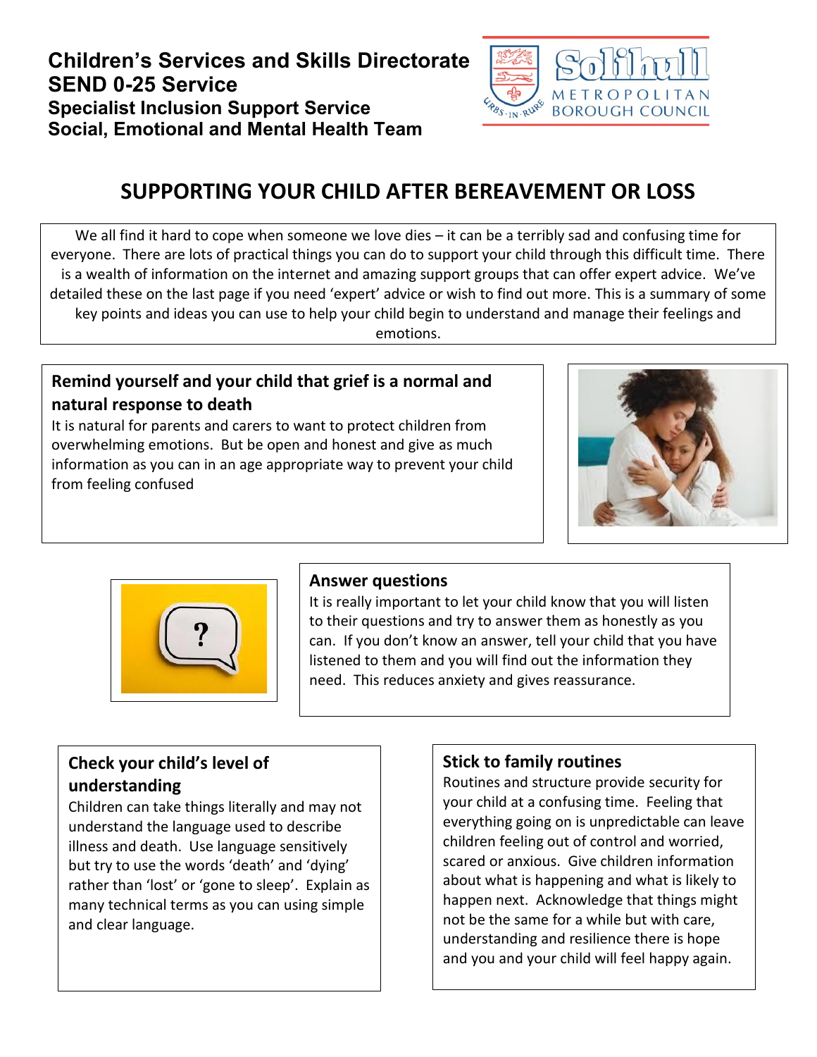**Children's Services and Skills Directorate**
**SEND 0-25 Service**
**Specialist Inclusion Support Service**
**Social, Emotional and Mental Health Team**

# SUPPORTING YOUR CHILD AFTER BEREAVEMENT OR LOSS

We all find it hard to cope when someone we love dies – it can be a terribly sad and confusing time for everyone. There are lots of practical things you can do to support your child through this difficult time. There is a wealth of information on the internet and amazing support groups that can offer expert advice. We've detailed these on the last page if you need 'expert' advice or wish to find out more. This is a summary of some key points and ideas you can use to help your child begin to understand and manage their feelings and emotions.

## Remind yourself and your child that grief is a normal and natural response to death

It is natural for parents and carers to want to protect children from overwhelming emotions. But be open and honest and give as much information as you can in an age appropriate way to prevent your child from feeling confused

## Answer questions

It is really important to let your child know that you will listen to their questions and try to answer them as honestly as you can. If you don't know an answer, tell your child that you have listened to them and you will find out the information they need. This reduces anxiety and gives reassurance.

## Check your child's level of understanding

Children can take things literally and may not understand the language used to describe illness and death. Use language sensitively but try to use the words 'death' and 'dying' rather than 'lost' or 'gone to sleep'. Explain as many technical terms as you can using simple and clear language.

## Stick to family routines

Routines and structure provide security for your child at a confusing time. Feeling that everything going on is unpredictable can leave children feeling out of control and worried, scared or anxious. Give children information about what is happening and what is likely to happen next. Acknowledge that things might not be the same for a while but with care, understanding and resilience there is hope and you and your child will feel happy again.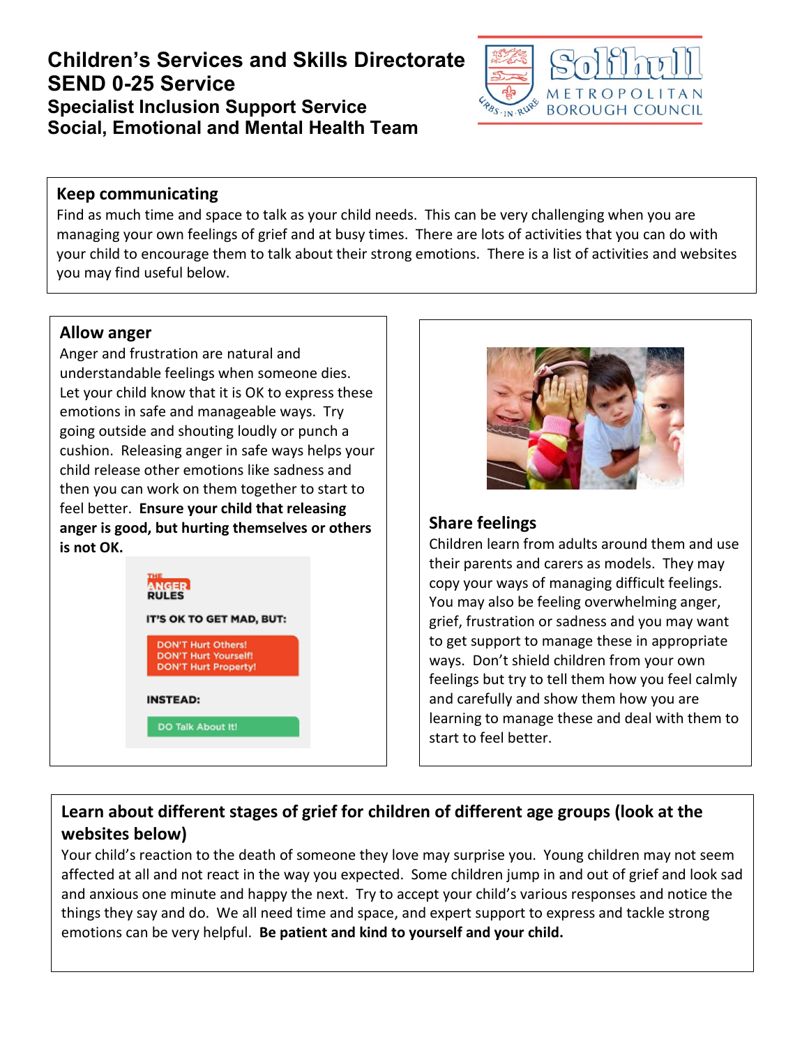**Children's Services and Skills Directorate**
**SEND 0-25 Service**
**Specialist Inclusion Support Service**
**Social, Emotional and Mental Health Team**

### Keep communicating

Find as much time and space to talk as your child needs. This can be very challenging when you are managing your own feelings of grief and at busy times. There are lots of activities that you can do with your child to encourage them to talk about their strong emotions. There is a list of activities and websites you may find useful below.

### Allow anger

Anger and frustration are natural and understandable feelings when someone dies. Let your child know that it is OK to express these emotions in safe and manageable ways. Try going outside and shouting loudly or punch a cushion. Releasing anger in safe ways helps your child release other emotions like sadness and then you can work on them together to start to feel better. **Ensure your child that releasing anger is good, but hurting themselves or others is not OK.**

THE ANGER RULES

IT'S OK TO GET MAD, BUT:

- DON'T Hurt Others!
- DON'T Hurt Yourself!
- DON'T Hurt Property!

INSTEAD:

- DO Talk About It!

### Share feelings

Children learn from adults around them and use their parents and carers as models. They may copy your ways of managing difficult feelings. You may also be feeling overwhelming anger, grief, frustration or sadness and you may want to get support to manage these in appropriate ways. Don't shield children from your own feelings but try to tell them how you feel calmly and carefully and show them how you are learning to manage these and deal with them to start to feel better.

### Learn about different stages of grief for children of different age groups (look at the websites below)

Your child's reaction to the death of someone they love may surprise you. Young children may not seem affected at all and not react in the way you expected. Some children jump in and out of grief and look sad and anxious one minute and happy the next. Try to accept your child's various responses and notice the things they say and do. We all need time and space, and expert support to express and tackle strong emotions can be very helpful. **Be patient and kind to yourself and your child.**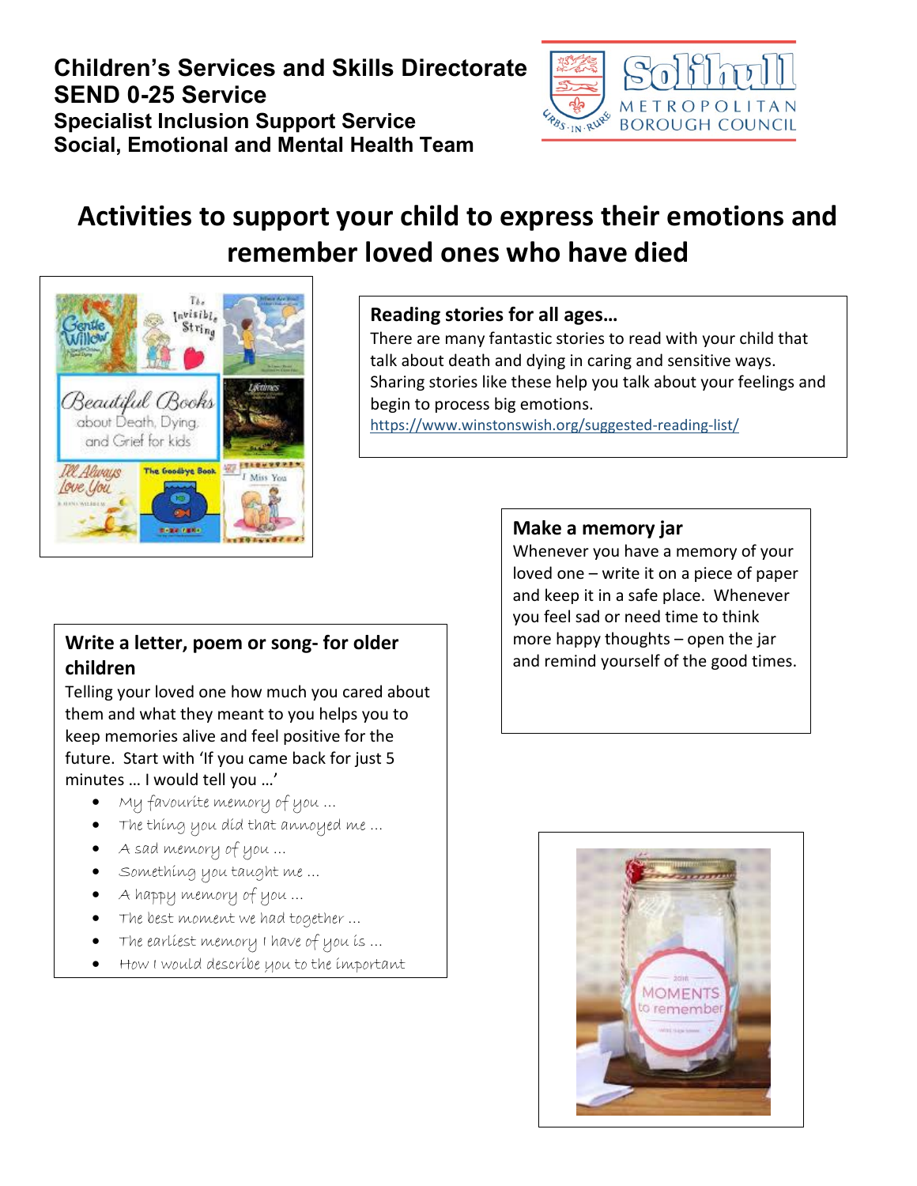**Children's Services and Skills Directorate**
**SEND 0-25 Service**
**Specialist Inclusion Support Service**
**Social, Emotional and Mental Health Team**

# Activities to support your child to express their emotions and remember loved ones who have died

## Reading stories for all ages…

There are many fantastic stories to read with your child that talk about death and dying in caring and sensitive ways. Sharing stories like these help you talk about your feelings and begin to process big emotions.

https://www.winstonswish.org/suggested-reading-list/

## Make a memory jar

Whenever you have a memory of your loved one – write it on a piece of paper and keep it in a safe place. Whenever you feel sad or need time to think more happy thoughts – open the jar and remind yourself of the good times.

## Write a letter, poem or song- for older children

Telling your loved one how much you cared about them and what they meant to you helps you to keep memories alive and feel positive for the future. Start with 'If you came back for just 5 minutes … I would tell you …'

- My favourite memory of you …
- The thing you did that annoyed me …
- A sad memory of you …
- Something you taught me …
- A happy memory of you …
- The best moment we had together …
- The earliest memory I have of you is …
- How I would describe you to the important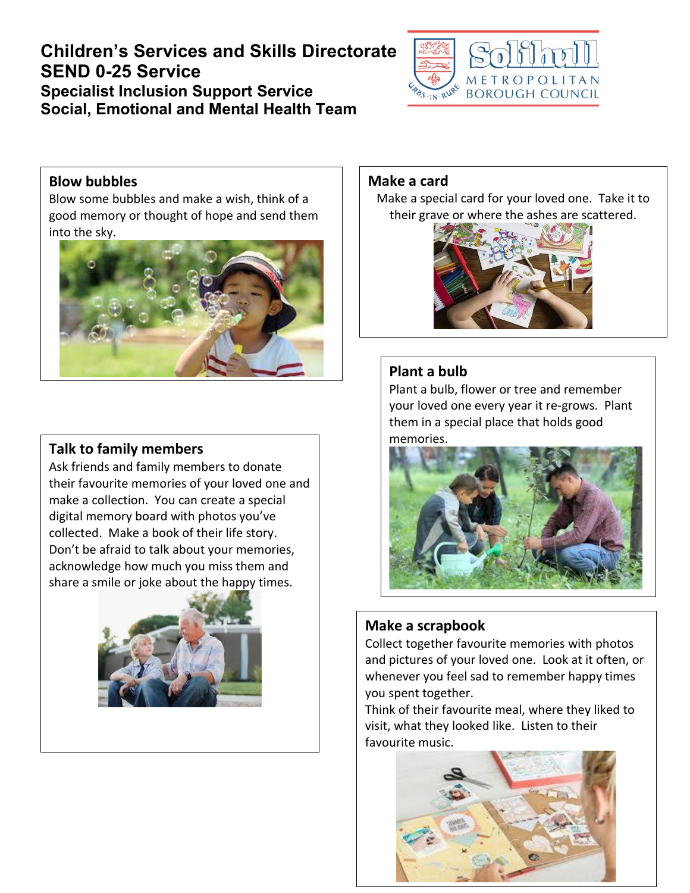**Children's Services and Skills Directorate**
**SEND 0-25 Service**
**Specialist Inclusion Support Service**
**Social, Emotional and Mental Health Team**

### Blow bubbles

Blow some bubbles and make a wish, think of a good memory or thought of hope and send them into the sky.

### Make a card

Make a special card for your loved one. Take it to their grave or where the ashes are scattered.

### Plant a bulb

Plant a bulb, flower or tree and remember your loved one every year it re-grows. Plant them in a special place that holds good memories.

### Talk to family members

Ask friends and family members to donate their favourite memories of your loved one and make a collection. You can create a special digital memory board with photos you've collected. Make a book of their life story. Don't be afraid to talk about your memories, acknowledge how much you miss them and share a smile or joke about the happy times.

### Make a scrapbook

Collect together favourite memories with photos and pictures of your loved one. Look at it often, or whenever you feel sad to remember happy times you spent together.

Think of their favourite meal, where they liked to visit, what they looked like. Listen to their favourite music.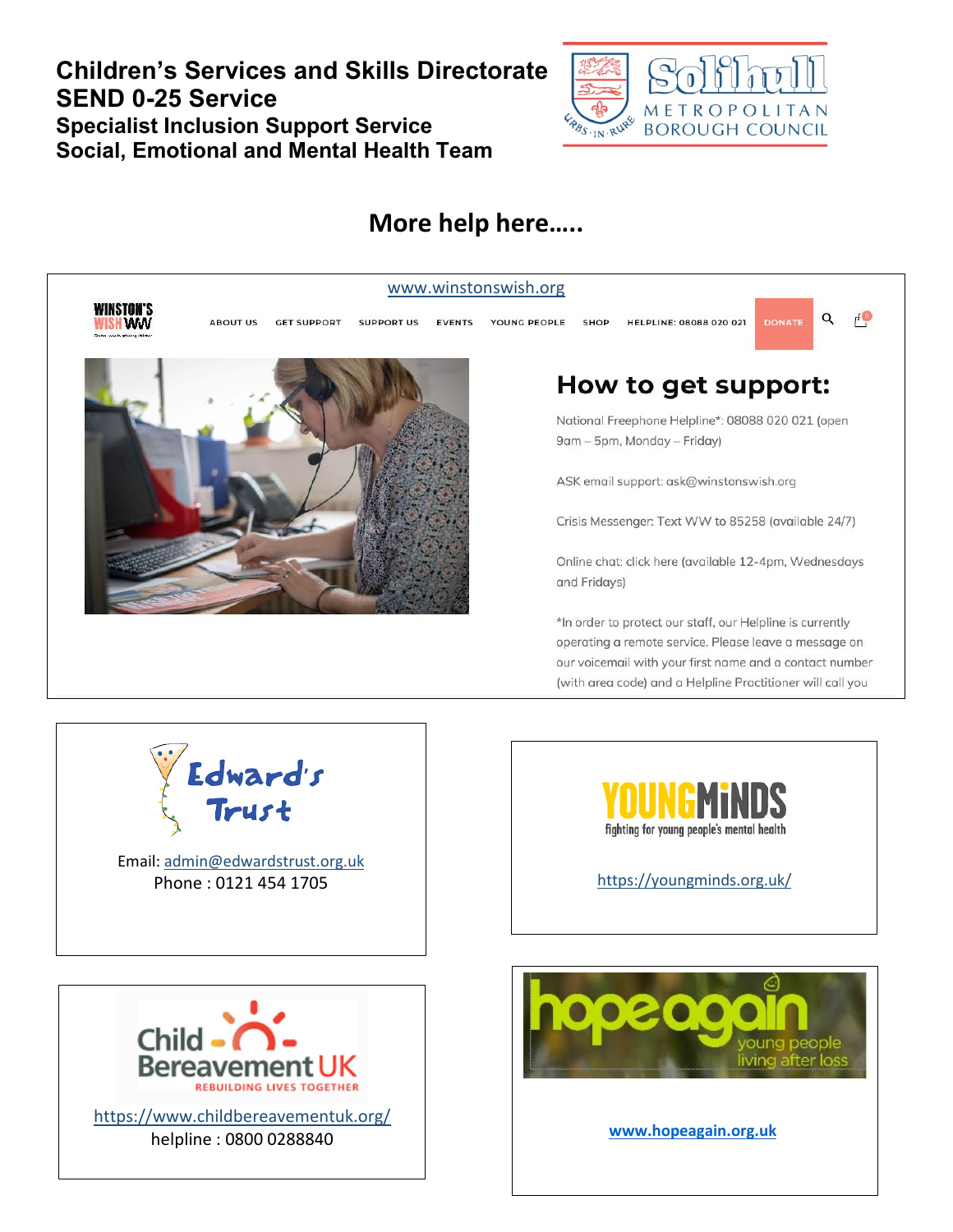**Children's Services and Skills Directorate**
**SEND 0-25 Service**
**Specialist Inclusion Support Service**
**Social, Emotional and Mental Health Team**

Solihull Metropolitan Borough Council

# More help here…..

www.winstonswish.org

WINSTON'S WISH

ABOUT US GET SUPPORT SUPPORT US EVENTS YOUNG PEOPLE SHOP HELPLINE: 08088 020 021 DONATE

## How to get support:

National Freephone Helpline*: 08088 020 021 (open 9am – 5pm, Monday – Friday)

ASK email support: ask@winstonswish.org

Crisis Messenger: Text WW to 85258 (available 24/7)

Online chat: click here (available 12-4pm, Wednesdays and Fridays)

*In order to protect our staff, our Helpline is currently operating a remote service. Please leave a message on our voicemail with your first name and a contact number (with area code) and a Helpline Practitioner will call you

Edward's Trust

Email: admin@edwardstrust.org.uk
Phone : 0121 454 1705

YOUNGMINDS
fighting for young people's mental health

https://youngminds.org.uk/

Child Bereavement UK
REBUILDING LIVES TOGETHER

https://www.childbereavementuk.org/
helpline : 0800 0288840

hopeagain
young people living after loss

**www.hopeagain.org.uk**